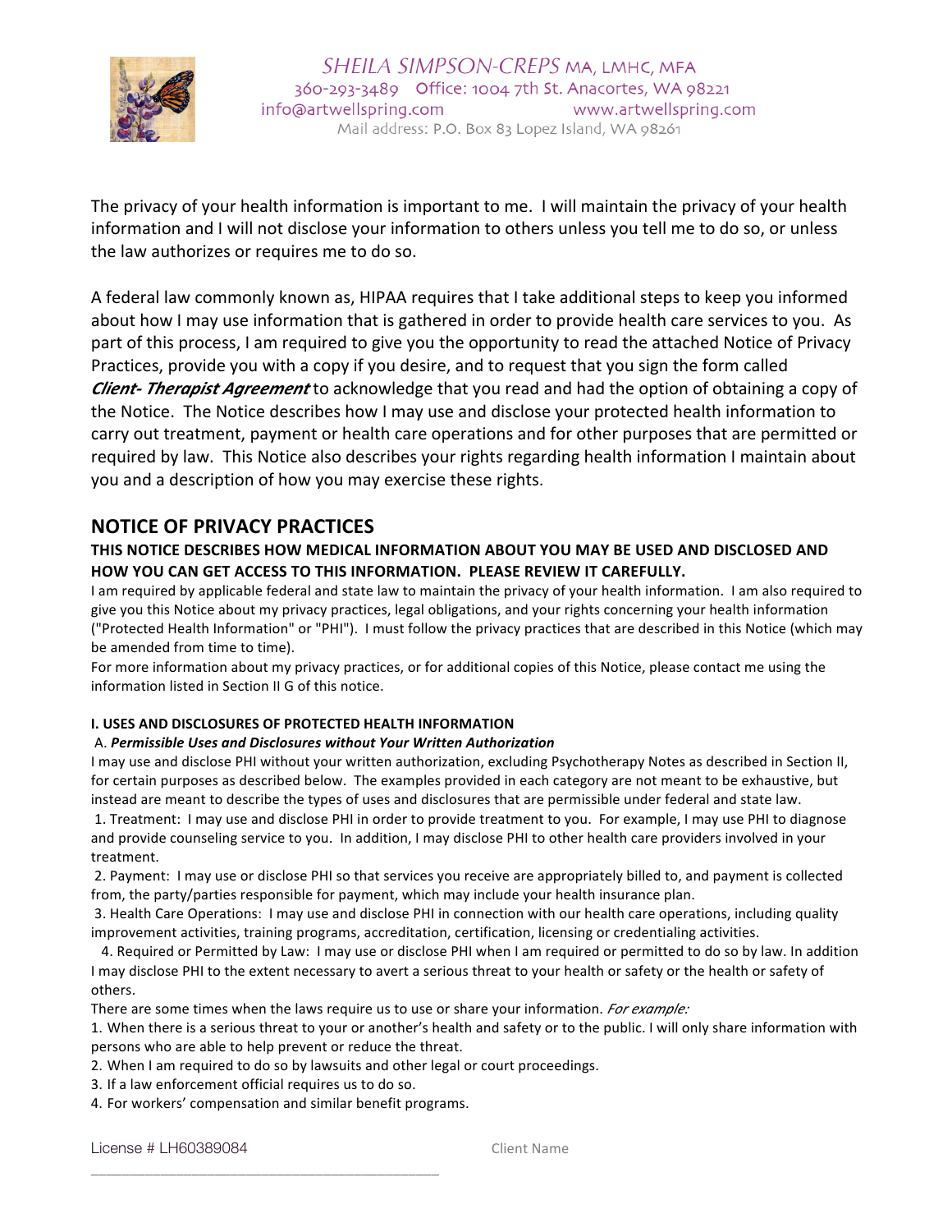SHEILA SIMPSON-CREPS MA, LMHC, MFA
360-293-3489 Office: 1004 7th St. Anacortes, WA 98221
info@artwellspring.com www.artwellspring.com
Mail address: P.O. Box 83 Lopez Island, WA 98261

The privacy of your health information is important to me. I will maintain the privacy of your health information and I will not disclose your information to others unless you tell me to do so, or unless the law authorizes or requires me to do so.

A federal law commonly known as, HIPAA requires that I take additional steps to keep you informed about how I may use information that is gathered in order to provide health care services to you. As part of this process, I am required to give you the opportunity to read the attached Notice of Privacy Practices, provide you with a copy if you desire, and to request that you sign the form called ***Client- Therapist Agreement*** to acknowledge that you read and had the option of obtaining a copy of the Notice. The Notice describes how I may use and disclose your protected health information to carry out treatment, payment or health care operations and for other purposes that are permitted or required by law. This Notice also describes your rights regarding health information I maintain about you and a description of how you may exercise these rights.

## NOTICE OF PRIVACY PRACTICES

**THIS NOTICE DESCRIBES HOW MEDICAL INFORMATION ABOUT YOU MAY BE USED AND DISCLOSED AND HOW YOU CAN GET ACCESS TO THIS INFORMATION. PLEASE REVIEW IT CAREFULLY.**

I am required by applicable federal and state law to maintain the privacy of your health information. I am also required to give you this Notice about my privacy practices, legal obligations, and your rights concerning your health information ("Protected Health Information" or "PHI"). I must follow the privacy practices that are described in this Notice (which may be amended from time to time).

For more information about my privacy practices, or for additional copies of this Notice, please contact me using the information listed in Section II G of this notice.

**I. USES AND DISCLOSURES OF PROTECTED HEALTH INFORMATION**

A. ***Permissible Uses and Disclosures without Your Written Authorization***

I may use and disclose PHI without your written authorization, excluding Psychotherapy Notes as described in Section II, for certain purposes as described below. The examples provided in each category are not meant to be exhaustive, but instead are meant to describe the types of uses and disclosures that are permissible under federal and state law.

1. Treatment: I may use and disclose PHI in order to provide treatment to you. For example, I may use PHI to diagnose and provide counseling service to you. In addition, I may disclose PHI to other health care providers involved in your treatment.
2. Payment: I may use or disclose PHI so that services you receive are appropriately billed to, and payment is collected from, the party/parties responsible for payment, which may include your health insurance plan.
3. Health Care Operations: I may use and disclose PHI in connection with our health care operations, including quality improvement activities, training programs, accreditation, certification, licensing or credentialing activities.
4. Required or Permitted by Law: I may use or disclose PHI when I am required or permitted to do so by law. In addition I may disclose PHI to the extent necessary to avert a serious threat to your health or safety or the health or safety of others.

There are some times when the laws require us to use or share your information. *For example:*

1. When there is a serious threat to your or another's health and safety or to the public. I will only share information with persons who are able to help prevent or reduce the threat.
2. When I am required to do so by lawsuits and other legal or court proceedings.
3. If a law enforcement official requires us to do so.
4. For workers' compensation and similar benefit programs.

License # LH60389084 Client Name \_\_\_\_\_\_\_\_\_\_\_\_\_\_\_\_\_\_\_\_\_\_\_\_\_\_\_\_\_\_\_\_\_\_\_\_\_\_\_\_\_\_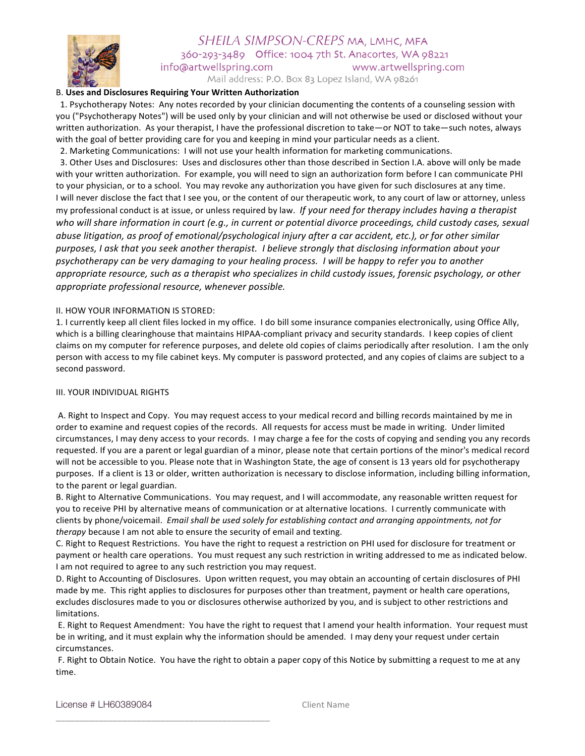B. **Uses and Disclosures Requiring Your Written Authorization**

1. Psychotherapy Notes: Any notes recorded by your clinician documenting the contents of a counseling session with you ("Psychotherapy Notes") will be used only by your clinician and will not otherwise be used or disclosed without your written authorization. As your therapist, I have the professional discretion to take—or NOT to take—such notes, always with the goal of better providing care for you and keeping in mind your particular needs as a client.
2. Marketing Communications: I will not use your health information for marketing communications.
3. Other Uses and Disclosures: Uses and disclosures other than those described in Section I.A. above will only be made with your written authorization. For example, you will need to sign an authorization form before I can communicate PHI to your physician, or to a school. You may revoke any authorization you have given for such disclosures at any time.

I will never disclose the fact that I see you, or the content of our therapeutic work, to any court of law or attorney, unless my professional conduct is at issue, or unless required by law. *If your need for therapy includes having a therapist who will share information in court (e.g., in current or potential divorce proceedings, child custody cases, sexual abuse litigation, as proof of emotional/psychological injury after a car accident, etc.), or for other similar purposes, I ask that you seek another therapist. I believe strongly that disclosing information about your psychotherapy can be very damaging to your healing process. I will be happy to refer you to another appropriate resource, such as a therapist who specializes in child custody issues, forensic psychology, or other appropriate professional resource, whenever possible.*

II. HOW YOUR INFORMATION IS STORED:

1. I currently keep all client files locked in my office. I do bill some insurance companies electronically, using Office Ally, which is a billing clearinghouse that maintains HIPAA-compliant privacy and security standards. I keep copies of client claims on my computer for reference purposes, and delete old copies of claims periodically after resolution. I am the only person with access to my file cabinet keys. My computer is password protected, and any copies of claims are subject to a second password.

III. YOUR INDIVIDUAL RIGHTS

A. Right to Inspect and Copy. You may request access to your medical record and billing records maintained by me in order to examine and request copies of the records. All requests for access must be made in writing. Under limited circumstances, I may deny access to your records. I may charge a fee for the costs of copying and sending you any records requested. If you are a parent or legal guardian of a minor, please note that certain portions of the minor's medical record will not be accessible to you. Please note that in Washington State, the age of consent is 13 years old for psychotherapy purposes. If a client is 13 or older, written authorization is necessary to disclose information, including billing information, to the parent or legal guardian.

B. Right to Alternative Communications. You may request, and I will accommodate, any reasonable written request for you to receive PHI by alternative means of communication or at alternative locations. I currently communicate with clients by phone/voicemail. *Email shall be used solely for establishing contact and arranging appointments, not for therapy* because I am not able to ensure the security of email and texting.

C. Right to Request Restrictions. You have the right to request a restriction on PHI used for disclosure for treatment or payment or health care operations. You must request any such restriction in writing addressed to me as indicated below. I am not required to agree to any such restriction you may request.

D. Right to Accounting of Disclosures. Upon written request, you may obtain an accounting of certain disclosures of PHI made by me. This right applies to disclosures for purposes other than treatment, payment or health care operations, excludes disclosures made to you or disclosures otherwise authorized by you, and is subject to other restrictions and limitations.

E. Right to Request Amendment: You have the right to request that I amend your health information. Your request must be in writing, and it must explain why the information should be amended. I may deny your request under certain circumstances.

F. Right to Obtain Notice. You have the right to obtain a paper copy of this Notice by submitting a request to me at any time.

Client Name \_\_\_\_\_\_\_\_\_\_\_\_\_\_\_\_\_\_\_\_\_\_\_\_\_\_\_\_\_\_\_\_\_\_\_\_\_\_\_\_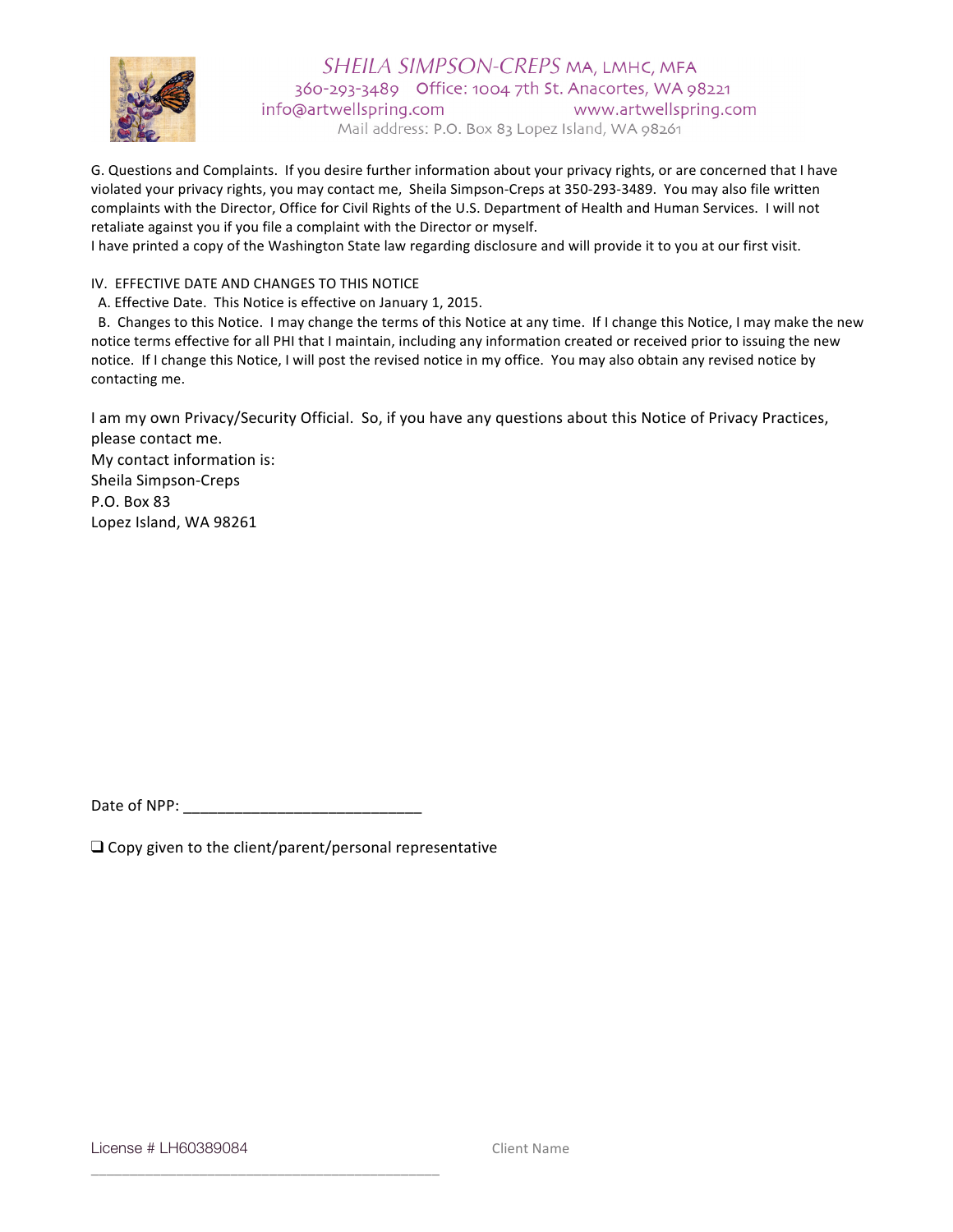G. Questions and Complaints. If you desire further information about your privacy rights, or are concerned that I have violated your privacy rights, you may contact me, Sheila Simpson-Creps at 350-293-3489. You may also file written complaints with the Director, Office for Civil Rights of the U.S. Department of Health and Human Services. I will not retaliate against you if you file a complaint with the Director or myself.

I have printed a copy of the Washington State law regarding disclosure and will provide it to you at our first visit.

IV. EFFECTIVE DATE AND CHANGES TO THIS NOTICE

A. Effective Date. This Notice is effective on January 1, 2015.

B. Changes to this Notice. I may change the terms of this Notice at any time. If I change this Notice, I may make the new notice terms effective for all PHI that I maintain, including any information created or received prior to issuing the new notice. If I change this Notice, I will post the revised notice in my office. You may also obtain any revised notice by contacting me.

I am my own Privacy/Security Official. So, if you have any questions about this Notice of Privacy Practices, please contact me.

My contact information is:
Sheila Simpson-Creps
P.O. Box 83
Lopez Island, WA 98261

Date of NPP: ____________________________

❑ Copy given to the client/parent/personal representative

License # LH60389084

Client Name